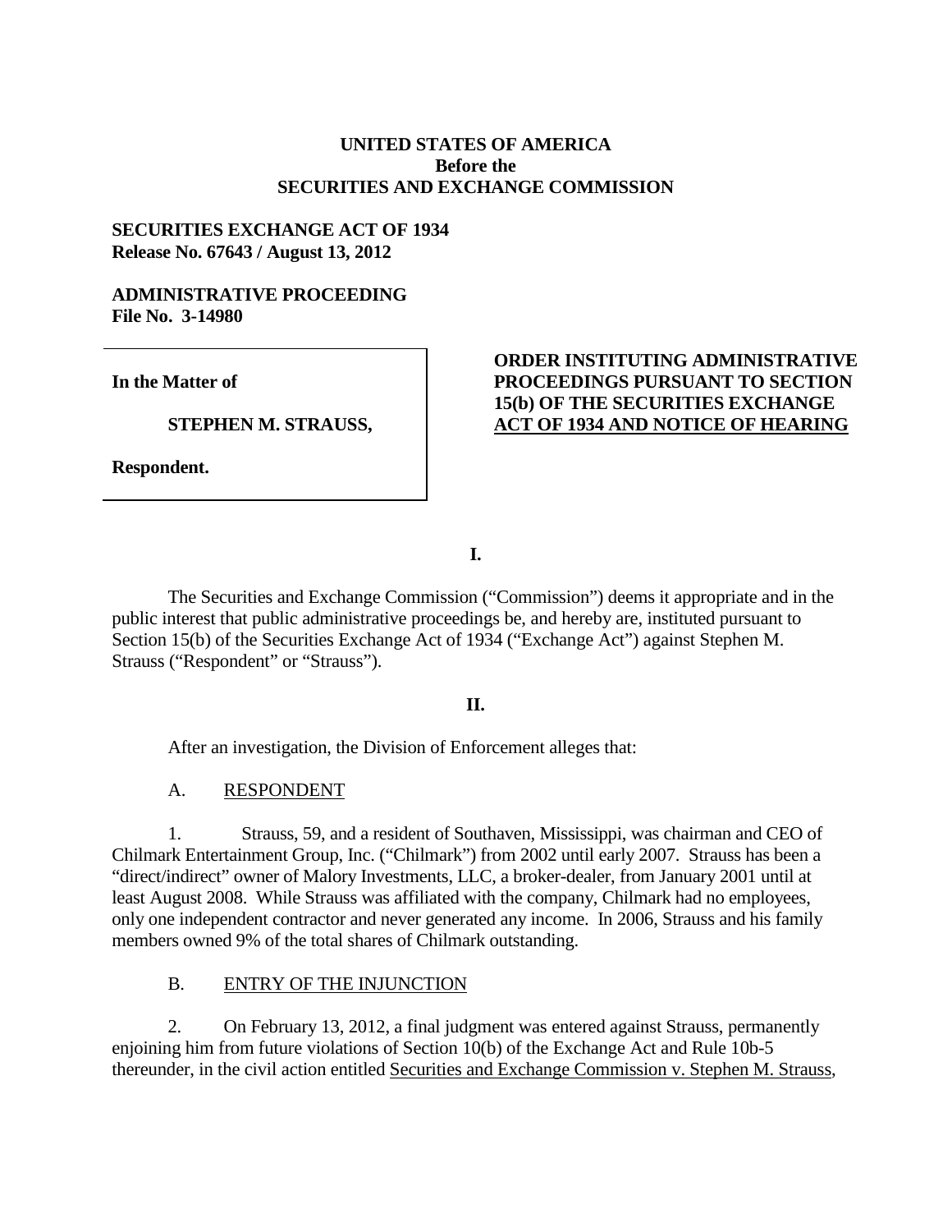**UNITED STATES OF AMERICA**
**Before the**
**SECURITIES AND EXCHANGE COMMISSION**

**SECURITIES EXCHANGE ACT OF 1934**
**Release No. 67643 / August 13, 2012**

**ADMINISTRATIVE PROCEEDING**
**File No. 3-14980**

**In the Matter of**

**STEPHEN M. STRAUSS,**

**Respondent.**

**ORDER INSTITUTING ADMINISTRATIVE PROCEEDINGS PURSUANT TO SECTION 15(b) OF THE SECURITIES EXCHANGE ACT OF 1934 AND NOTICE OF HEARING**

**I.**

The Securities and Exchange Commission ("Commission") deems it appropriate and in the public interest that public administrative proceedings be, and hereby are, instituted pursuant to Section 15(b) of the Securities Exchange Act of 1934 ("Exchange Act") against Stephen M. Strauss ("Respondent" or "Strauss").

**II.**

After an investigation, the Division of Enforcement alleges that:

A. RESPONDENT

1. Strauss, 59, and a resident of Southaven, Mississippi, was chairman and CEO of Chilmark Entertainment Group, Inc. ("Chilmark") from 2002 until early 2007. Strauss has been a "direct/indirect" owner of Malory Investments, LLC, a broker-dealer, from January 2001 until at least August 2008. While Strauss was affiliated with the company, Chilmark had no employees, only one independent contractor and never generated any income. In 2006, Strauss and his family members owned 9% of the total shares of Chilmark outstanding.

B. ENTRY OF THE INJUNCTION

2. On February 13, 2012, a final judgment was entered against Strauss, permanently enjoining him from future violations of Section 10(b) of the Exchange Act and Rule 10b-5 thereunder, in the civil action entitled Securities and Exchange Commission v. Stephen M. Strauss,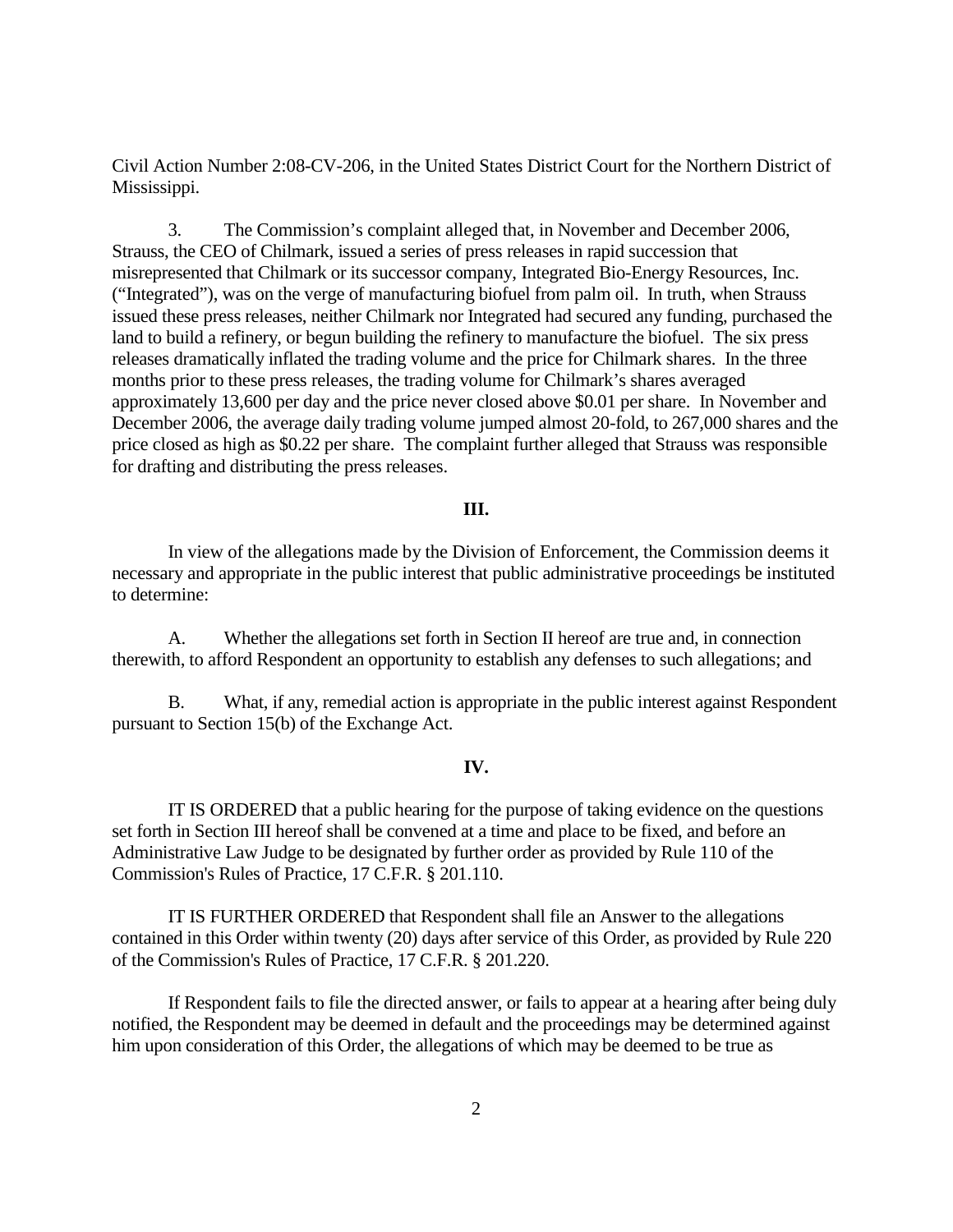Civil Action Number 2:08-CV-206, in the United States District Court for the Northern District of Mississippi.

3. The Commission's complaint alleged that, in November and December 2006, Strauss, the CEO of Chilmark, issued a series of press releases in rapid succession that misrepresented that Chilmark or its successor company, Integrated Bio-Energy Resources, Inc. ("Integrated"), was on the verge of manufacturing biofuel from palm oil. In truth, when Strauss issued these press releases, neither Chilmark nor Integrated had secured any funding, purchased the land to build a refinery, or begun building the refinery to manufacture the biofuel. The six press releases dramatically inflated the trading volume and the price for Chilmark shares. In the three months prior to these press releases, the trading volume for Chilmark's shares averaged approximately 13,600 per day and the price never closed above $0.01 per share. In November and December 2006, the average daily trading volume jumped almost 20-fold, to 267,000 shares and the price closed as high as $0.22 per share. The complaint further alleged that Strauss was responsible for drafting and distributing the press releases.

## III.

In view of the allegations made by the Division of Enforcement, the Commission deems it necessary and appropriate in the public interest that public administrative proceedings be instituted to determine:

A. Whether the allegations set forth in Section II hereof are true and, in connection therewith, to afford Respondent an opportunity to establish any defenses to such allegations; and

B. What, if any, remedial action is appropriate in the public interest against Respondent pursuant to Section 15(b) of the Exchange Act.

## IV.

IT IS ORDERED that a public hearing for the purpose of taking evidence on the questions set forth in Section III hereof shall be convened at a time and place to be fixed, and before an Administrative Law Judge to be designated by further order as provided by Rule 110 of the Commission's Rules of Practice, 17 C.F.R. § 201.110.

IT IS FURTHER ORDERED that Respondent shall file an Answer to the allegations contained in this Order within twenty (20) days after service of this Order, as provided by Rule 220 of the Commission's Rules of Practice, 17 C.F.R. § 201.220.

If Respondent fails to file the directed answer, or fails to appear at a hearing after being duly notified, the Respondent may be deemed in default and the proceedings may be determined against him upon consideration of this Order, the allegations of which may be deemed to be true as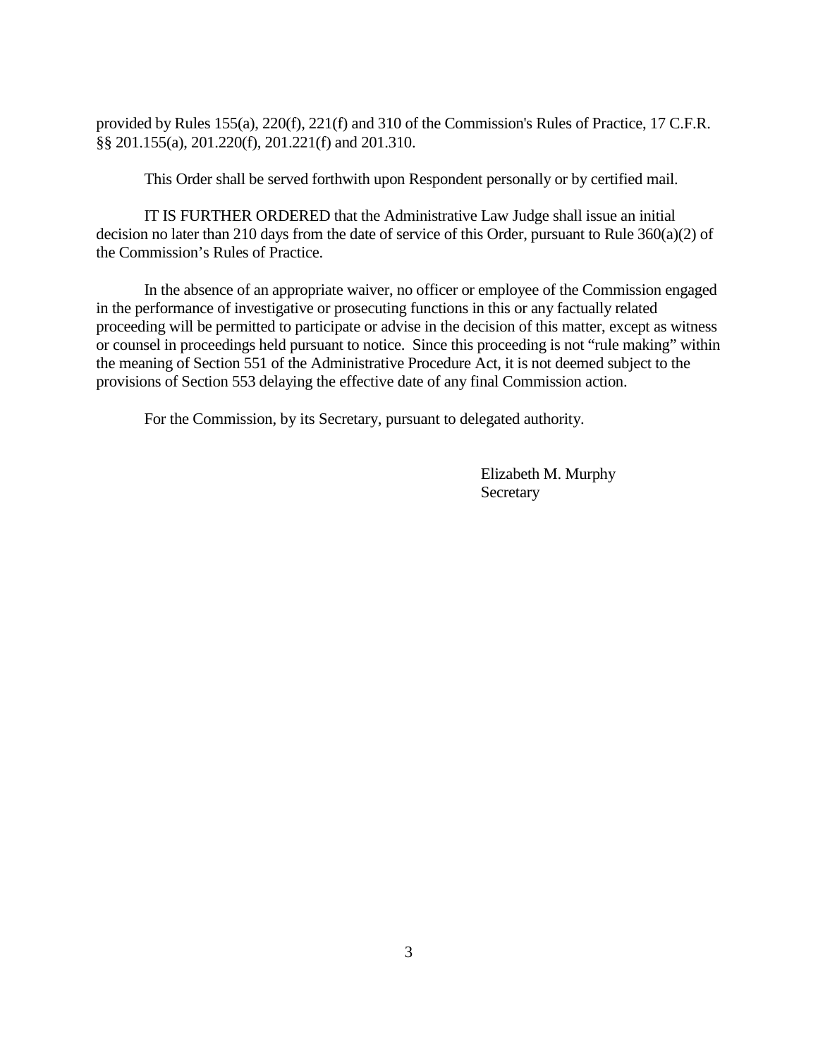provided by Rules 155(a), 220(f), 221(f) and 310 of the Commission's Rules of Practice, 17 C.F.R. §§ 201.155(a), 201.220(f), 201.221(f) and 201.310.

This Order shall be served forthwith upon Respondent personally or by certified mail.

IT IS FURTHER ORDERED that the Administrative Law Judge shall issue an initial decision no later than 210 days from the date of service of this Order, pursuant to Rule 360(a)(2) of the Commission's Rules of Practice.

In the absence of an appropriate waiver, no officer or employee of the Commission engaged in the performance of investigative or prosecuting functions in this or any factually related proceeding will be permitted to participate or advise in the decision of this matter, except as witness or counsel in proceedings held pursuant to notice. Since this proceeding is not "rule making" within the meaning of Section 551 of the Administrative Procedure Act, it is not deemed subject to the provisions of Section 553 delaying the effective date of any final Commission action.

For the Commission, by its Secretary, pursuant to delegated authority.

Elizabeth M. Murphy
Secretary